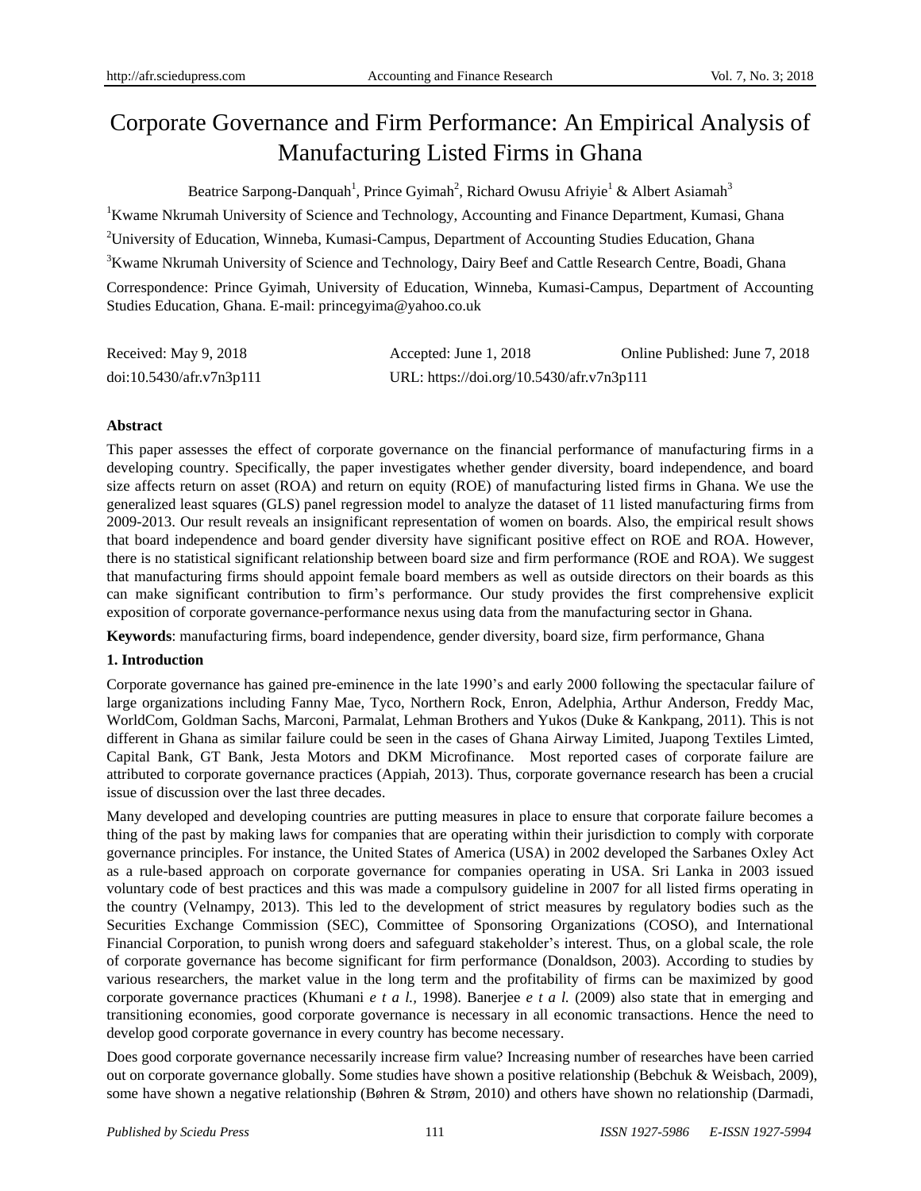# Corporate Governance and Firm Performance: An Empirical Analysis of Manufacturing Listed Firms in Ghana

Beatrice Sarpong-Danquah[1], Prince Gyimah[2], Richard Owusu Afriyie[1] & Albert Asiamah[3]

[1]Kwame Nkrumah University of Science and Technology, Accounting and Finance Department, Kumasi, Ghana

[2]University of Education, Winneba, Kumasi-Campus, Department of Accounting Studies Education, Ghana

[3]Kwame Nkrumah University of Science and Technology, Dairy Beef and Cattle Research Centre, Boadi, Ghana

Correspondence: Prince Gyimah, University of Education, Winneba, Kumasi-Campus, Department of Accounting Studies Education, Ghana. E-mail: princegyima@yahoo.co.uk

Received: May 9, 2018 Accepted: June 1, 2018 Online Published: June 7, 2018

doi:10.5430/afr.v7n3p111 URL: https://doi.org/10.5430/afr.v7n3p111

**Abstract**

This paper assesses the effect of corporate governance on the financial performance of manufacturing firms in a developing country. Specifically, the paper investigates whether gender diversity, board independence, and board size affects return on asset (ROA) and return on equity (ROE) of manufacturing listed firms in Ghana. We use the generalized least squares (GLS) panel regression model to analyze the dataset of 11 listed manufacturing firms from 2009-2013. Our result reveals an insignificant representation of women on boards. Also, the empirical result shows that board independence and board gender diversity have significant positive effect on ROE and ROA. However, there is no statistical significant relationship between board size and firm performance (ROE and ROA). We suggest that manufacturing firms should appoint female board members as well as outside directors on their boards as this can make significant contribution to firm's performance. Our study provides the first comprehensive explicit exposition of corporate governance-performance nexus using data from the manufacturing sector in Ghana.

**Keywords**: manufacturing firms, board independence, gender diversity, board size, firm performance, Ghana

## 1. Introduction

Corporate governance has gained pre-eminence in the late 1990's and early 2000 following the spectacular failure of large organizations including Fanny Mae, Tyco, Northern Rock, Enron, Adelphia, Arthur Anderson, Freddy Mac, WorldCom, Goldman Sachs, Marconi, Parmalat, Lehman Brothers and Yukos (Duke & Kankpang, 2011). This is not different in Ghana as similar failure could be seen in the cases of Ghana Airway Limited, Juapong Textiles Limted, Capital Bank, GT Bank, Jesta Motors and DKM Microfinance. Most reported cases of corporate failure are attributed to corporate governance practices (Appiah, 2013). Thus, corporate governance research has been a crucial issue of discussion over the last three decades.

Many developed and developing countries are putting measures in place to ensure that corporate failure becomes a thing of the past by making laws for companies that are operating within their jurisdiction to comply with corporate governance principles. For instance, the United States of America (USA) in 2002 developed the Sarbanes Oxley Act as a rule-based approach on corporate governance for companies operating in USA. Sri Lanka in 2003 issued voluntary code of best practices and this was made a compulsory guideline in 2007 for all listed firms operating in the country (Velnampy, 2013). This led to the development of strict measures by regulatory bodies such as the Securities Exchange Commission (SEC), Committee of Sponsoring Organizations (COSO), and International Financial Corporation, to punish wrong doers and safeguard stakeholder's interest. Thus, on a global scale, the role of corporate governance has become significant for firm performance (Donaldson, 2003). According to studies by various researchers, the market value in the long term and the profitability of firms can be maximized by good corporate governance practices (Khumani *e t a l.,* 1998). Banerjee *e t a l.* (2009) also state that in emerging and transitioning economies, good corporate governance is necessary in all economic transactions. Hence the need to develop good corporate governance in every country has become necessary.

Does good corporate governance necessarily increase firm value? Increasing number of researches have been carried out on corporate governance globally. Some studies have shown a positive relationship (Bebchuk & Weisbach, 2009), some have shown a negative relationship (Bøhren & Strøm, 2010) and others have shown no relationship (Darmadi,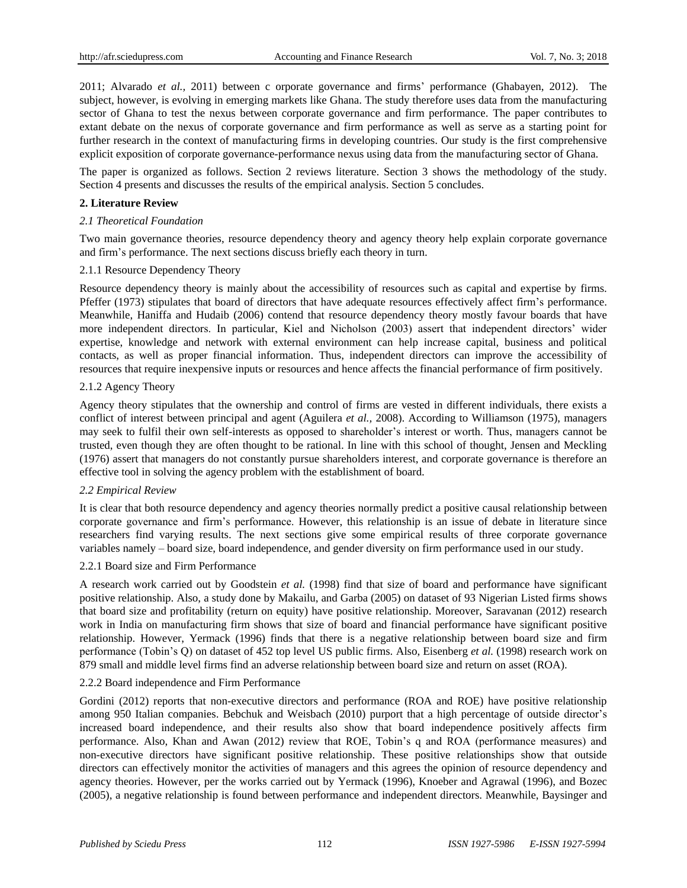2011; Alvarado *et al.,* 2011) between c orporate governance and firms' performance (Ghabayen, 2012). The subject, however, is evolving in emerging markets like Ghana. The study therefore uses data from the manufacturing sector of Ghana to test the nexus between corporate governance and firm performance. The paper contributes to extant debate on the nexus of corporate governance and firm performance as well as serve as a starting point for further research in the context of manufacturing firms in developing countries. Our study is the first comprehensive explicit exposition of corporate governance-performance nexus using data from the manufacturing sector of Ghana.

The paper is organized as follows. Section 2 reviews literature. Section 3 shows the methodology of the study. Section 4 presents and discusses the results of the empirical analysis. Section 5 concludes.

## 2. Literature Review

### *2.1 Theoretical Foundation*

Two main governance theories, resource dependency theory and agency theory help explain corporate governance and firm's performance. The next sections discuss briefly each theory in turn.

#### 2.1.1 Resource Dependency Theory

Resource dependency theory is mainly about the accessibility of resources such as capital and expertise by firms. Pfeffer (1973) stipulates that board of directors that have adequate resources effectively affect firm's performance. Meanwhile, Haniffa and Hudaib (2006) contend that resource dependency theory mostly favour boards that have more independent directors. In particular, Kiel and Nicholson (2003) assert that independent directors' wider expertise, knowledge and network with external environment can help increase capital, business and political contacts, as well as proper financial information. Thus, independent directors can improve the accessibility of resources that require inexpensive inputs or resources and hence affects the financial performance of firm positively.

#### 2.1.2 Agency Theory

Agency theory stipulates that the ownership and control of firms are vested in different individuals, there exists a conflict of interest between principal and agent (Aguilera *et al.,* 2008). According to Williamson (1975), managers may seek to fulfil their own self-interests as opposed to shareholder's interest or worth. Thus, managers cannot be trusted, even though they are often thought to be rational. In line with this school of thought, Jensen and Meckling (1976) assert that managers do not constantly pursue shareholders interest, and corporate governance is therefore an effective tool in solving the agency problem with the establishment of board.

### *2.2 Empirical Review*

It is clear that both resource dependency and agency theories normally predict a positive causal relationship between corporate governance and firm's performance. However, this relationship is an issue of debate in literature since researchers find varying results. The next sections give some empirical results of three corporate governance variables namely – board size, board independence, and gender diversity on firm performance used in our study.

#### 2.2.1 Board size and Firm Performance

A research work carried out by Goodstein *et al.* (1998) find that size of board and performance have significant positive relationship. Also, a study done by Makailu, and Garba (2005) on dataset of 93 Nigerian Listed firms shows that board size and profitability (return on equity) have positive relationship. Moreover, Saravanan (2012) research work in India on manufacturing firm shows that size of board and financial performance have significant positive relationship. However, Yermack (1996) finds that there is a negative relationship between board size and firm performance (Tobin's Q) on dataset of 452 top level US public firms. Also, Eisenberg *et al.* (1998) research work on 879 small and middle level firms find an adverse relationship between board size and return on asset (ROA).

#### 2.2.2 Board independence and Firm Performance

Gordini (2012) reports that non-executive directors and performance (ROA and ROE) have positive relationship among 950 Italian companies. Bebchuk and Weisbach (2010) purport that a high percentage of outside director's increased board independence, and their results also show that board independence positively affects firm performance. Also, Khan and Awan (2012) review that ROE, Tobin's q and ROA (performance measures) and non-executive directors have significant positive relationship. These positive relationships show that outside directors can effectively monitor the activities of managers and this agrees the opinion of resource dependency and agency theories. However, per the works carried out by Yermack (1996), Knoeber and Agrawal (1996), and Bozec (2005), a negative relationship is found between performance and independent directors. Meanwhile, Baysinger and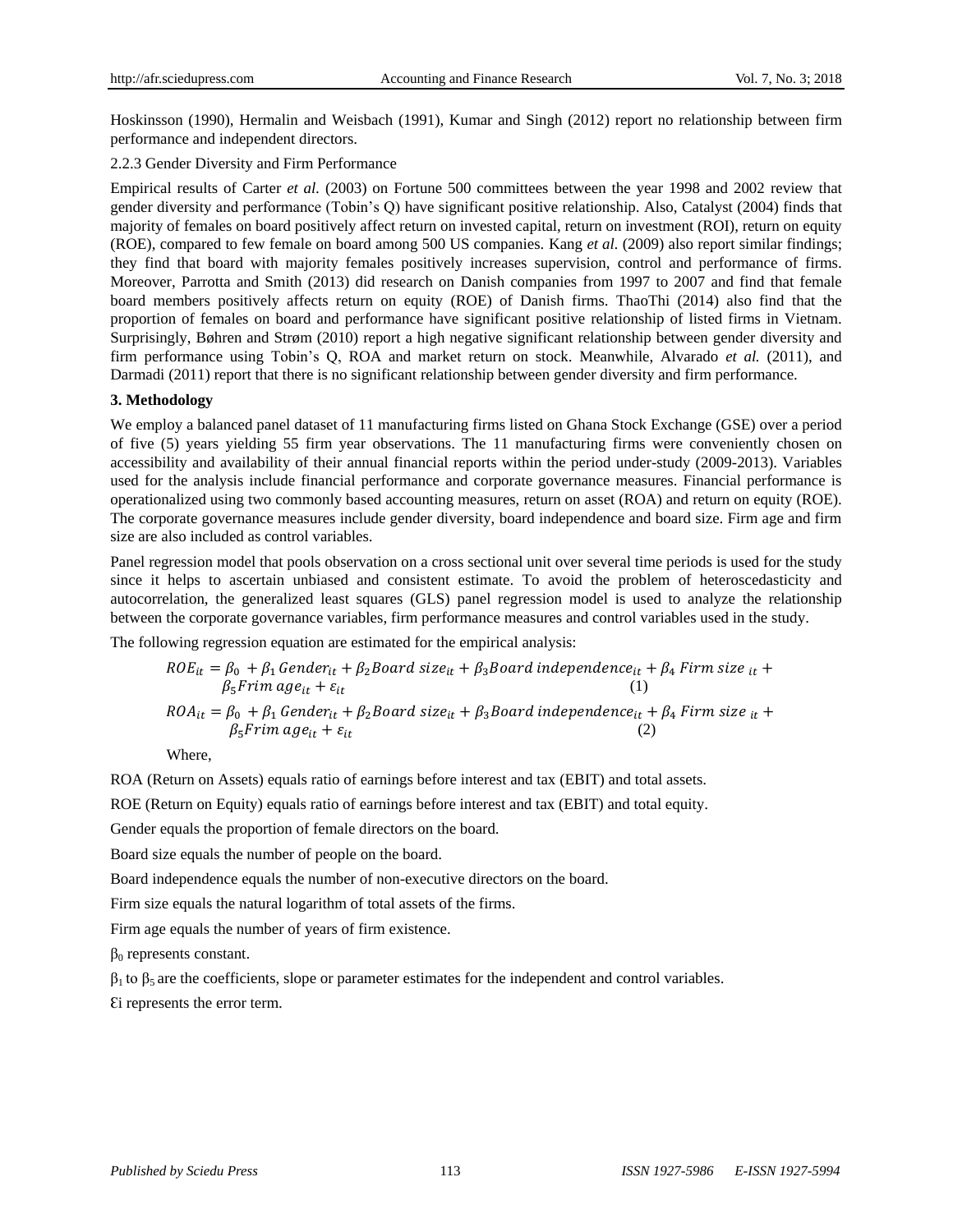Hoskinsson (1990), Hermalin and Weisbach (1991), Kumar and Singh (2012) report no relationship between firm performance and independent directors.

2.2.3 Gender Diversity and Firm Performance

Empirical results of Carter *et al*. (2003) on Fortune 500 committees between the year 1998 and 2002 review that gender diversity and performance (Tobin's Q) have significant positive relationship. Also, Catalyst (2004) finds that majority of females on board positively affect return on invested capital, return on investment (ROI), return on equity (ROE), compared to few female on board among 500 US companies. Kang *et al*. (2009) also report similar findings; they find that board with majority females positively increases supervision, control and performance of firms. Moreover, Parrotta and Smith (2013) did research on Danish companies from 1997 to 2007 and find that female board members positively affects return on equity (ROE) of Danish firms. ThaoThi (2014) also find that the proportion of females on board and performance have significant positive relationship of listed firms in Vietnam. Surprisingly, Bøhren and Strøm (2010) report a high negative significant relationship between gender diversity and firm performance using Tobin's Q, ROA and market return on stock. Meanwhile, Alvarado *et al.* (2011), and Darmadi (2011) report that there is no significant relationship between gender diversity and firm performance.

**3. Methodology**

We employ a balanced panel dataset of 11 manufacturing firms listed on Ghana Stock Exchange (GSE) over a period of five (5) years yielding 55 firm year observations. The 11 manufacturing firms were conveniently chosen on accessibility and availability of their annual financial reports within the period under-study (2009-2013). Variables used for the analysis include financial performance and corporate governance measures. Financial performance is operationalized using two commonly based accounting measures, return on asset (ROA) and return on equity (ROE). The corporate governance measures include gender diversity, board independence and board size. Firm age and firm size are also included as control variables.

Panel regression model that pools observation on a cross sectional unit over several time periods is used for the study since it helps to ascertain unbiased and consistent estimate. To avoid the problem of heteroscedasticity and autocorrelation, the generalized least squares (GLS) panel regression model is used to analyze the relationship between the corporate governance variables, firm performance measures and control variables used in the study.

The following regression equation are estimated for the empirical analysis:

$$ROE_{it} = \beta_0 + \beta_1\, Gender_{it} + \beta_2 Board\ size_{it} + \beta_3 Board\ independence_{it} + \beta_4\ Firm\ size\ _{it} + \beta_5 Frim\ age_{it} + \varepsilon_{it} \quad (1)$$

$$ROA_{it} = \beta_0 + \beta_1\, Gender_{it} + \beta_2 Board\ size_{it} + \beta_3 Board\ independence_{it} + \beta_4\ Firm\ size\ _{it} + \beta_5 Frim\ age_{it} + \varepsilon_{it} \quad (2)$$

Where,

ROA (Return on Assets) equals ratio of earnings before interest and tax (EBIT) and total assets.

ROE (Return on Equity) equals ratio of earnings before interest and tax (EBIT) and total equity.

Gender equals the proportion of female directors on the board.

Board size equals the number of people on the board.

Board independence equals the number of non-executive directors on the board.

Firm size equals the natural logarithm of total assets of the firms.

Firm age equals the number of years of firm existence.

$\beta_0$ represents constant.

$\beta_1$ to $\beta_5$ are the coefficients, slope or parameter estimates for the independent and control variables.

$\mathcal{E}i$ represents the error term.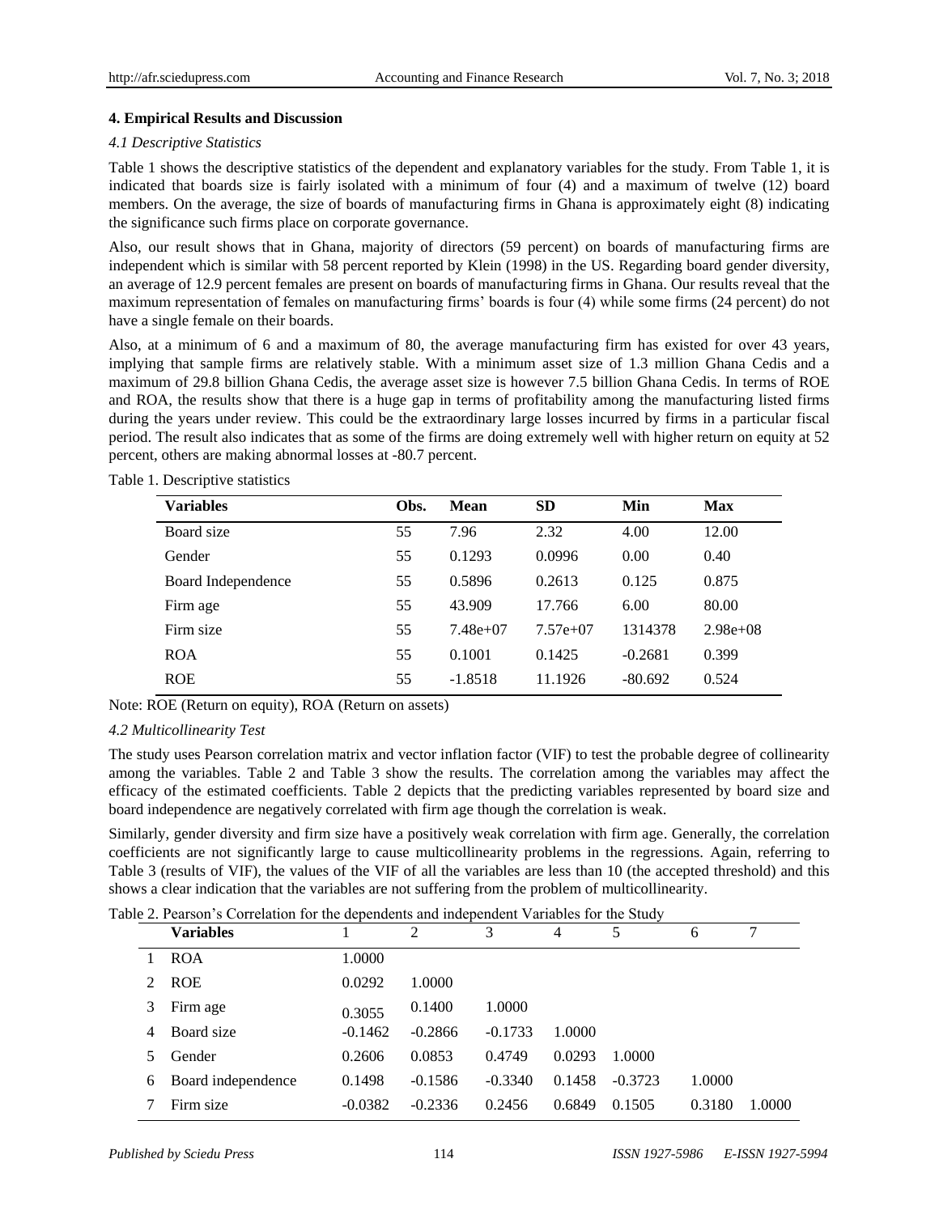### 4. Empirical Results and Discussion

#### *4.1 Descriptive Statistics*

Table 1 shows the descriptive statistics of the dependent and explanatory variables for the study. From Table 1, it is indicated that boards size is fairly isolated with a minimum of four (4) and a maximum of twelve (12) board members. On the average, the size of boards of manufacturing firms in Ghana is approximately eight (8) indicating the significance such firms place on corporate governance.

Also, our result shows that in Ghana, majority of directors (59 percent) on boards of manufacturing firms are independent which is similar with 58 percent reported by Klein (1998) in the US. Regarding board gender diversity, an average of 12.9 percent females are present on boards of manufacturing firms in Ghana. Our results reveal that the maximum representation of females on manufacturing firms' boards is four (4) while some firms (24 percent) do not have a single female on their boards.

Also, at a minimum of 6 and a maximum of 80, the average manufacturing firm has existed for over 43 years, implying that sample firms are relatively stable. With a minimum asset size of 1.3 million Ghana Cedis and a maximum of 29.8 billion Ghana Cedis, the average asset size is however 7.5 billion Ghana Cedis. In terms of ROE and ROA, the results show that there is a huge gap in terms of profitability among the manufacturing listed firms during the years under review. This could be the extraordinary large losses incurred by firms in a particular fiscal period. The result also indicates that as some of the firms are doing extremely well with higher return on equity at 52 percent, others are making abnormal losses at -80.7 percent.

Table 1. Descriptive statistics

| Variables | Obs. | Mean | SD | Min | Max |
|---|---|---|---|---|---|
| Board size | 55 | 7.96 | 2.32 | 4.00 | 12.00 |
| Gender | 55 | 0.1293 | 0.0996 | 0.00 | 0.40 |
| Board Independence | 55 | 0.5896 | 0.2613 | 0.125 | 0.875 |
| Firm age | 55 | 43.909 | 17.766 | 6.00 | 80.00 |
| Firm size | 55 | 7.48e+07 | 7.57e+07 | 1314378 | 2.98e+08 |
| ROA | 55 | 0.1001 | 0.1425 | -0.2681 | 0.399 |
| ROE | 55 | -1.8518 | 11.1926 | -80.692 | 0.524 |

Note: ROE (Return on equity), ROA (Return on assets)

#### *4.2 Multicollinearity Test*

The study uses Pearson correlation matrix and vector inflation factor (VIF) to test the probable degree of collinearity among the variables. Table 2 and Table 3 show the results. The correlation among the variables may affect the efficacy of the estimated coefficients. Table 2 depicts that the predicting variables represented by board size and board independence are negatively correlated with firm age though the correlation is weak.

Similarly, gender diversity and firm size have a positively weak correlation with firm age. Generally, the correlation coefficients are not significantly large to cause multicollinearity problems in the regressions. Again, referring to Table 3 (results of VIF), the values of the VIF of all the variables are less than 10 (the accepted threshold) and this shows a clear indication that the variables are not suffering from the problem of multicollinearity.

Table 2. Pearson's Correlation for the dependents and independent Variables for the Study

| | Variables | 1 | 2 | 3 | 4 | 5 | 6 | 7 |
|---|---|---|---|---|---|---|---|---|
| 1 | ROA | 1.0000 | | | | | | |
| 2 | ROE | 0.0292 | 1.0000 | | | | | |
| 3 | Firm age | 0.3055 | 0.1400 | 1.0000 | | | | |
| 4 | Board size | -0.1462 | -0.2866 | -0.1733 | 1.0000 | | | |
| 5 | Gender | 0.2606 | 0.0853 | 0.4749 | 0.0293 | 1.0000 | | |
| 6 | Board independence | 0.1498 | -0.1586 | -0.3340 | 0.1458 | -0.3723 | 1.0000 | |
| 7 | Firm size | -0.0382 | -0.2336 | 0.2456 | 0.6849 | 0.1505 | 0.3180 | 1.0000 |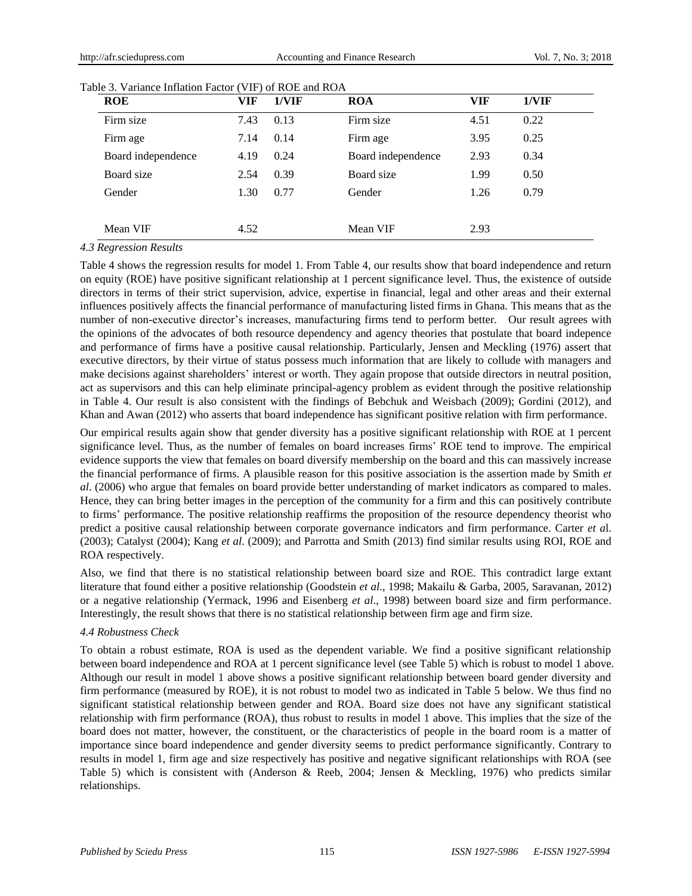Table 3. Variance Inflation Factor (VIF) of ROE and ROA

| ROE | VIF | 1/VIF | ROA | VIF | 1/VIF |
|---|---|---|---|---|---|
| Firm size | 7.43 | 0.13 | Firm size | 4.51 | 0.22 |
| Firm age | 7.14 | 0.14 | Firm age | 3.95 | 0.25 |
| Board independence | 4.19 | 0.24 | Board independence | 2.93 | 0.34 |
| Board size | 2.54 | 0.39 | Board size | 1.99 | 0.50 |
| Gender | 1.30 | 0.77 | Gender | 1.26 | 0.79 |
| Mean VIF | 4.52 | | Mean VIF | 2.93 | |

### *4.3 Regression Results*

Table 4 shows the regression results for model 1. From Table 4, our results show that board independence and return on equity (ROE) have positive significant relationship at 1 percent significance level. Thus, the existence of outside directors in terms of their strict supervision, advice, expertise in financial, legal and other areas and their external influences positively affects the financial performance of manufacturing listed firms in Ghana. This means that as the number of non-executive director's increases, manufacturing firms tend to perform better. Our result agrees with the opinions of the advocates of both resource dependency and agency theories that postulate that board indepence and performance of firms have a positive causal relationship. Particularly, Jensen and Meckling (1976) assert that executive directors, by their virtue of status possess much information that are likely to collude with managers and make decisions against shareholders' interest or worth. They again propose that outside directors in neutral position, act as supervisors and this can help eliminate principal-agency problem as evident through the positive relationship in Table 4. Our result is also consistent with the findings of Bebchuk and Weisbach (2009); Gordini (2012), and Khan and Awan (2012) who asserts that board independence has significant positive relation with firm performance.

Our empirical results again show that gender diversity has a positive significant relationship with ROE at 1 percent significance level. Thus, as the number of females on board increases firms' ROE tend to improve. The empirical evidence supports the view that females on board diversify membership on the board and this can massively increase the financial performance of firms. A plausible reason for this positive association is the assertion made by Smith *et al*. (2006) who argue that females on board provide better understanding of market indicators as compared to males. Hence, they can bring better images in the perception of the community for a firm and this can positively contribute to firms' performance. The positive relationship reaffirms the proposition of the resource dependency theorist who predict a positive causal relationship between corporate governance indicators and firm performance. Carter *et a*l. (2003); Catalyst (2004); Kang *et al*. (2009); and Parrotta and Smith (2013) find similar results using ROI, ROE and ROA respectively.

Also, we find that there is no statistical relationship between board size and ROE. This contradict large extant literature that found either a positive relationship (Goodstein *et al*., 1998; Makailu & Garba, 2005, Saravanan, 2012) or a negative relationship (Yermack, 1996 and Eisenberg *et al*., 1998) between board size and firm performance. Interestingly, the result shows that there is no statistical relationship between firm age and firm size.

### *4.4 Robustness Check*

To obtain a robust estimate, ROA is used as the dependent variable. We find a positive significant relationship between board independence and ROA at 1 percent significance level (see Table 5) which is robust to model 1 above. Although our result in model 1 above shows a positive significant relationship between board gender diversity and firm performance (measured by ROE), it is not robust to model two as indicated in Table 5 below. We thus find no significant statistical relationship between gender and ROA. Board size does not have any significant statistical relationship with firm performance (ROA), thus robust to results in model 1 above. This implies that the size of the board does not matter, however, the constituent, or the characteristics of people in the board room is a matter of importance since board independence and gender diversity seems to predict performance significantly. Contrary to results in model 1, firm age and size respectively has positive and negative significant relationships with ROA (see Table 5) which is consistent with (Anderson & Reeb, 2004; Jensen & Meckling, 1976) who predicts similar relationships.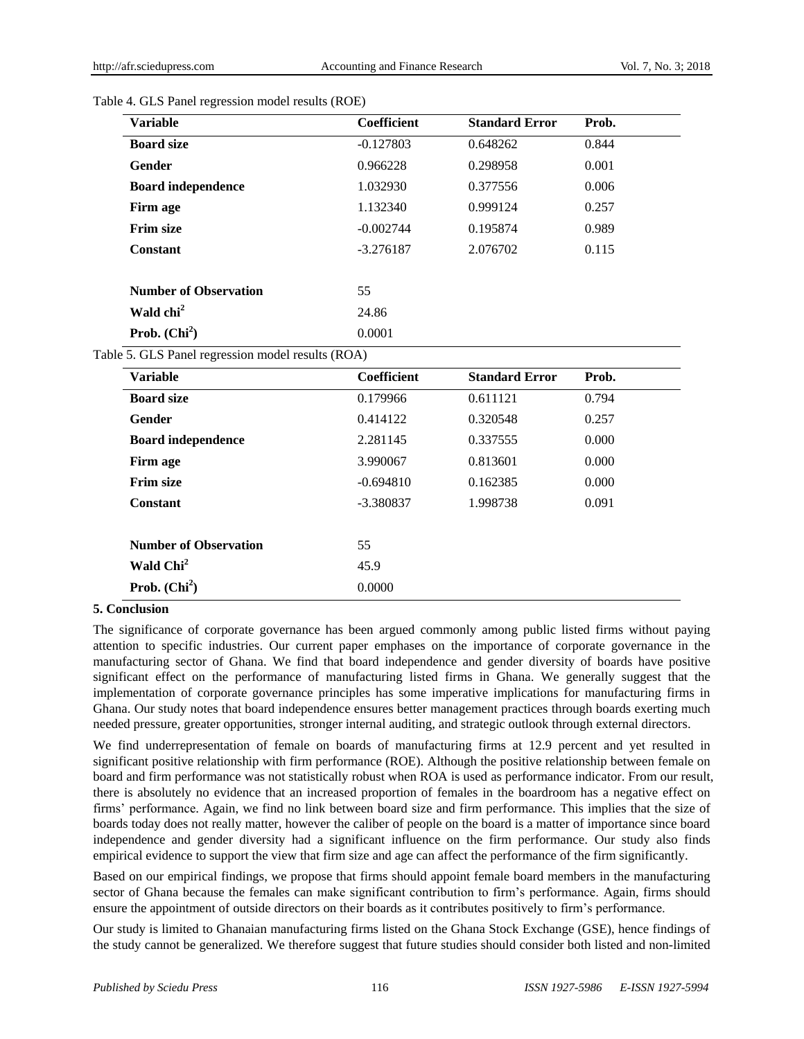Table 4. GLS Panel regression model results (ROE)

| Variable | Coefficient | Standard Error | Prob. |
|---|---|---|---|
| **Board size** | -0.127803 | 0.648262 | 0.844 |
| **Gender** | 0.966228 | 0.298958 | 0.001 |
| **Board independence** | 1.032930 | 0.377556 | 0.006 |
| **Firm age** | 1.132340 | 0.999124 | 0.257 |
| **Frim size** | -0.002744 | 0.195874 | 0.989 |
| **Constant** | -3.276187 | 2.076702 | 0.115 |
| | | | |
| **Number of Observation** | 55 | | |
| **Wald chi$^2$** | 24.86 | | |
| **Prob. (Chi$^2$)** | 0.0001 | | |

Table 5. GLS Panel regression model results (ROA)

| Variable | Coefficient | Standard Error | Prob. |
|---|---|---|---|
| **Board size** | 0.179966 | 0.611121 | 0.794 |
| **Gender** | 0.414122 | 0.320548 | 0.257 |
| **Board independence** | 2.281145 | 0.337555 | 0.000 |
| **Firm age** | 3.990067 | 0.813601 | 0.000 |
| **Frim size** | -0.694810 | 0.162385 | 0.000 |
| **Constant** | -3.380837 | 1.998738 | 0.091 |
| | | | |
| **Number of Observation** | 55 | | |
| **Wald Chi$^2$** | 45.9 | | |
| **Prob. (Chi$^2$)** | 0.0000 | | |

## 5. Conclusion

The significance of corporate governance has been argued commonly among public listed firms without paying attention to specific industries. Our current paper emphases on the importance of corporate governance in the manufacturing sector of Ghana. We find that board independence and gender diversity of boards have positive significant effect on the performance of manufacturing listed firms in Ghana. We generally suggest that the implementation of corporate governance principles has some imperative implications for manufacturing firms in Ghana. Our study notes that board independence ensures better management practices through boards exerting much needed pressure, greater opportunities, stronger internal auditing, and strategic outlook through external directors.

We find underrepresentation of female on boards of manufacturing firms at 12.9 percent and yet resulted in significant positive relationship with firm performance (ROE). Although the positive relationship between female on board and firm performance was not statistically robust when ROA is used as performance indicator. From our result, there is absolutely no evidence that an increased proportion of females in the boardroom has a negative effect on firms' performance. Again, we find no link between board size and firm performance. This implies that the size of boards today does not really matter, however the caliber of people on the board is a matter of importance since board independence and gender diversity had a significant influence on the firm performance. Our study also finds empirical evidence to support the view that firm size and age can affect the performance of the firm significantly.

Based on our empirical findings, we propose that firms should appoint female board members in the manufacturing sector of Ghana because the females can make significant contribution to firm's performance. Again, firms should ensure the appointment of outside directors on their boards as it contributes positively to firm's performance.

Our study is limited to Ghanaian manufacturing firms listed on the Ghana Stock Exchange (GSE), hence findings of the study cannot be generalized. We therefore suggest that future studies should consider both listed and non-limited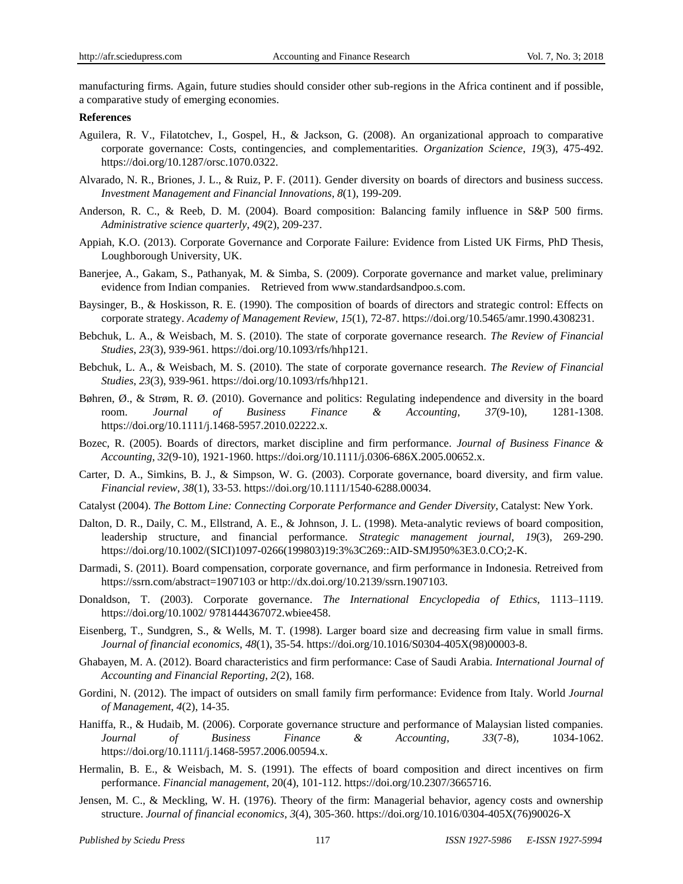manufacturing firms. Again, future studies should consider other sub-regions in the Africa continent and if possible, a comparative study of emerging economies.

**References**

Aguilera, R. V., Filatotchev, I., Gospel, H., & Jackson, G. (2008). An organizational approach to comparative corporate governance: Costs, contingencies, and complementarities. *Organization Science*, *19*(3), 475-492. https://doi.org/10.1287/orsc.1070.0322.

Alvarado, N. R., Briones, J. L., & Ruiz, P. F. (2011). Gender diversity on boards of directors and business success. *Investment Management and Financial Innovations*, *8*(1), 199-209.

Anderson, R. C., & Reeb, D. M. (2004). Board composition: Balancing family influence in S&P 500 firms. *Administrative science quarterly*, *49*(2), 209-237.

Appiah, K.O. (2013). Corporate Governance and Corporate Failure: Evidence from Listed UK Firms, PhD Thesis, Loughborough University, UK.

Banerjee, A., Gakam, S., Pathanyak, M. & Simba, S. (2009). Corporate governance and market value, preliminary evidence from Indian companies. Retrieved from www.standardsandpoo.s.com.

Baysinger, B., & Hoskisson, R. E. (1990). The composition of boards of directors and strategic control: Effects on corporate strategy. *Academy of Management Review*, *15*(1), 72-87. https://doi.org/10.5465/amr.1990.4308231.

Bebchuk, L. A., & Weisbach, M. S. (2010). The state of corporate governance research. *The Review of Financial Studies*, *23*(3), 939-961. https://doi.org/10.1093/rfs/hhp121.

Bebchuk, L. A., & Weisbach, M. S. (2010). The state of corporate governance research. *The Review of Financial Studies*, *23*(3), 939-961. https://doi.org/10.1093/rfs/hhp121.

Bøhren, Ø., & Strøm, R. Ø. (2010). Governance and politics: Regulating independence and diversity in the board room. *Journal of Business Finance & Accounting*, *37*(9-10), 1281-1308. https://doi.org/10.1111/j.1468-5957.2010.02222.x.

Bozec, R. (2005). Boards of directors, market discipline and firm performance. *Journal of Business Finance & Accounting*, *32*(9-10), 1921-1960. https://doi.org/10.1111/j.0306-686X.2005.00652.x.

Carter, D. A., Simkins, B. J., & Simpson, W. G. (2003). Corporate governance, board diversity, and firm value. *Financial review*, *38*(1), 33-53. https://doi.org/10.1111/1540-6288.00034.

Catalyst (2004). *The Bottom Line: Connecting Corporate Performance and Gender Diversity*, Catalyst: New York.

Dalton, D. R., Daily, C. M., Ellstrand, A. E., & Johnson, J. L. (1998). Meta-analytic reviews of board composition, leadership structure, and financial performance. *Strategic management journal*, *19*(3), 269-290. https://doi.org/10.1002/(SICI)1097-0266(199803)19:3%3C269::AID-SMJ950%3E3.0.CO;2-K.

Darmadi, S. (2011). Board compensation, corporate governance, and firm performance in Indonesia. Retreived from https://ssrn.com/abstract=1907103 or http://dx.doi.org/10.2139/ssrn.1907103.

Donaldson, T. (2003). Corporate governance. *The International Encyclopedia of Ethics*, 1113–1119. https://doi.org/10.1002/ 9781444367072.wbiee458.

Eisenberg, T., Sundgren, S., & Wells, M. T. (1998). Larger board size and decreasing firm value in small firms. *Journal of financial economics*, *48*(1), 35-54. https://doi.org/10.1016/S0304-405X(98)00003-8.

Ghabayen, M. A. (2012). Board characteristics and firm performance: Case of Saudi Arabia. *International Journal of Accounting and Financial Reporting*, *2*(2), 168.

Gordini, N. (2012). The impact of outsiders on small family firm performance: Evidence from Italy. World *Journal of Management*, *4*(2), 14-35.

Haniffa, R., & Hudaib, M. (2006). Corporate governance structure and performance of Malaysian listed companies. *Journal of Business Finance & Accounting*, *33*(7-8), 1034-1062. https://doi.org/10.1111/j.1468-5957.2006.00594.x.

Hermalin, B. E., & Weisbach, M. S. (1991). The effects of board composition and direct incentives on firm performance. *Financial management*, 20(4), 101-112. https://doi.org/10.2307/3665716.

Jensen, M. C., & Meckling, W. H. (1976). Theory of the firm: Managerial behavior, agency costs and ownership structure. *Journal of financial economics*, *3*(4), 305-360. https://doi.org/10.1016/0304-405X(76)90026-X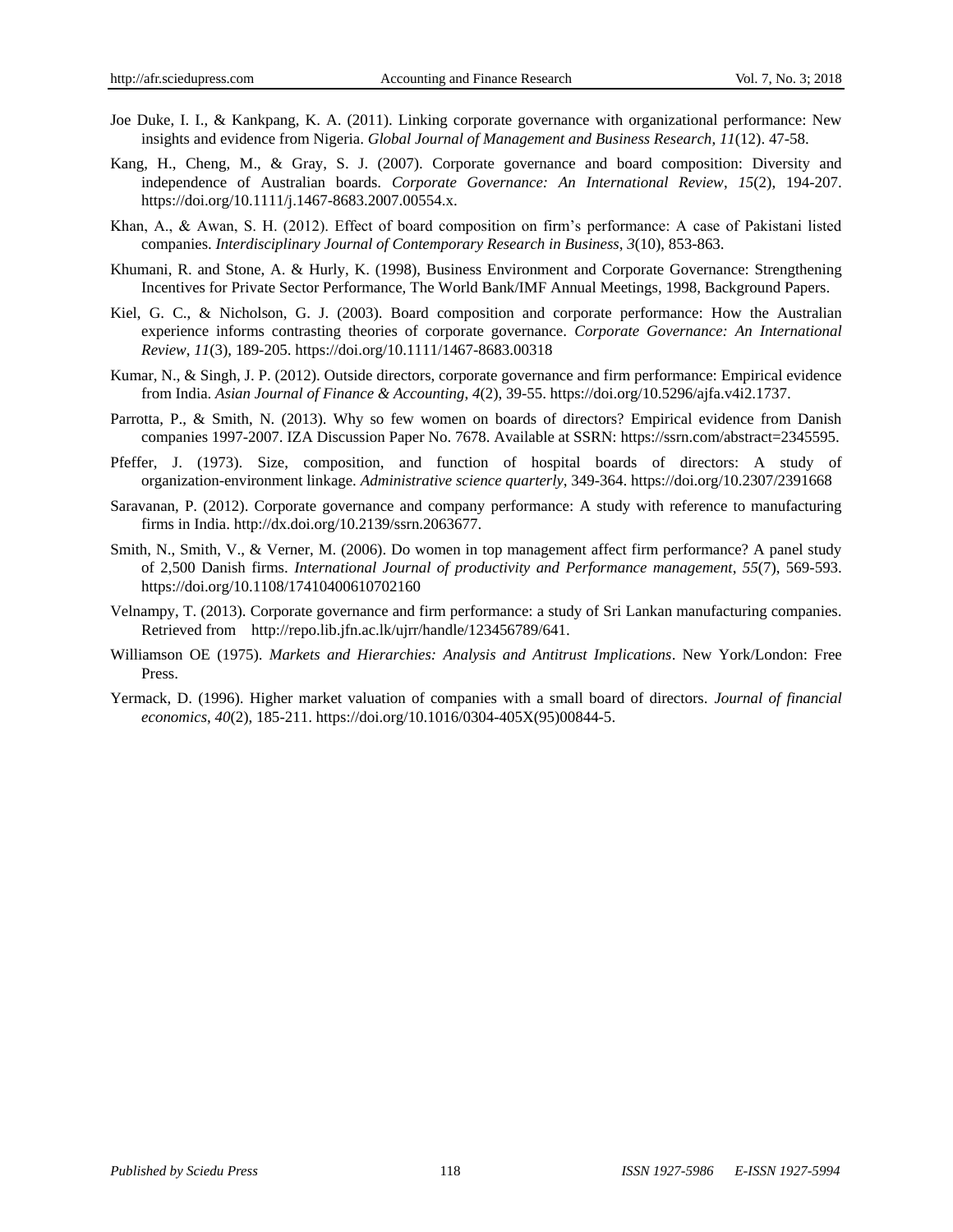Joe Duke, I. I., & Kankpang, K. A. (2011). Linking corporate governance with organizational performance: New insights and evidence from Nigeria. *Global Journal of Management and Business Research*, *11*(12). 47-58.

Kang, H., Cheng, M., & Gray, S. J. (2007). Corporate governance and board composition: Diversity and independence of Australian boards. *Corporate Governance: An International Review*, *15*(2), 194-207. https://doi.org/10.1111/j.1467-8683.2007.00554.x.

Khan, A., & Awan, S. H. (2012). Effect of board composition on firm's performance: A case of Pakistani listed companies. *Interdisciplinary Journal of Contemporary Research in Business*, *3*(10), 853-863.

Khumani, R. and Stone, A. & Hurly, K. (1998), Business Environment and Corporate Governance: Strengthening Incentives for Private Sector Performance, The World Bank/IMF Annual Meetings, 1998, Background Papers.

Kiel, G. C., & Nicholson, G. J. (2003). Board composition and corporate performance: How the Australian experience informs contrasting theories of corporate governance. *Corporate Governance: An International Review*, *11*(3), 189-205. https://doi.org/10.1111/1467-8683.00318

Kumar, N., & Singh, J. P. (2012). Outside directors, corporate governance and firm performance: Empirical evidence from India. *Asian Journal of Finance & Accounting*, *4*(2), 39-55. https://doi.org/10.5296/ajfa.v4i2.1737.

Parrotta, P., & Smith, N. (2013). Why so few women on boards of directors? Empirical evidence from Danish companies 1997-2007. IZA Discussion Paper No. 7678. Available at SSRN: https://ssrn.com/abstract=2345595.

Pfeffer, J. (1973). Size, composition, and function of hospital boards of directors: A study of organization-environment linkage. *Administrative science quarterly*, 349-364. https://doi.org/10.2307/2391668

Saravanan, P. (2012). Corporate governance and company performance: A study with reference to manufacturing firms in India. http://dx.doi.org/10.2139/ssrn.2063677.

Smith, N., Smith, V., & Verner, M. (2006). Do women in top management affect firm performance? A panel study of 2,500 Danish firms. *International Journal of productivity and Performance management*, *55*(7), 569-593. https://doi.org/10.1108/17410400610702160

Velnampy, T. (2013). Corporate governance and firm performance: a study of Sri Lankan manufacturing companies. Retrieved from http://repo.lib.jfn.ac.lk/ujrr/handle/123456789/641.

Williamson OE (1975). *Markets and Hierarchies: Analysis and Antitrust Implications*. New York/London: Free Press.

Yermack, D. (1996). Higher market valuation of companies with a small board of directors. *Journal of financial economics*, *40*(2), 185-211. https://doi.org/10.1016/0304-405X(95)00844-5.